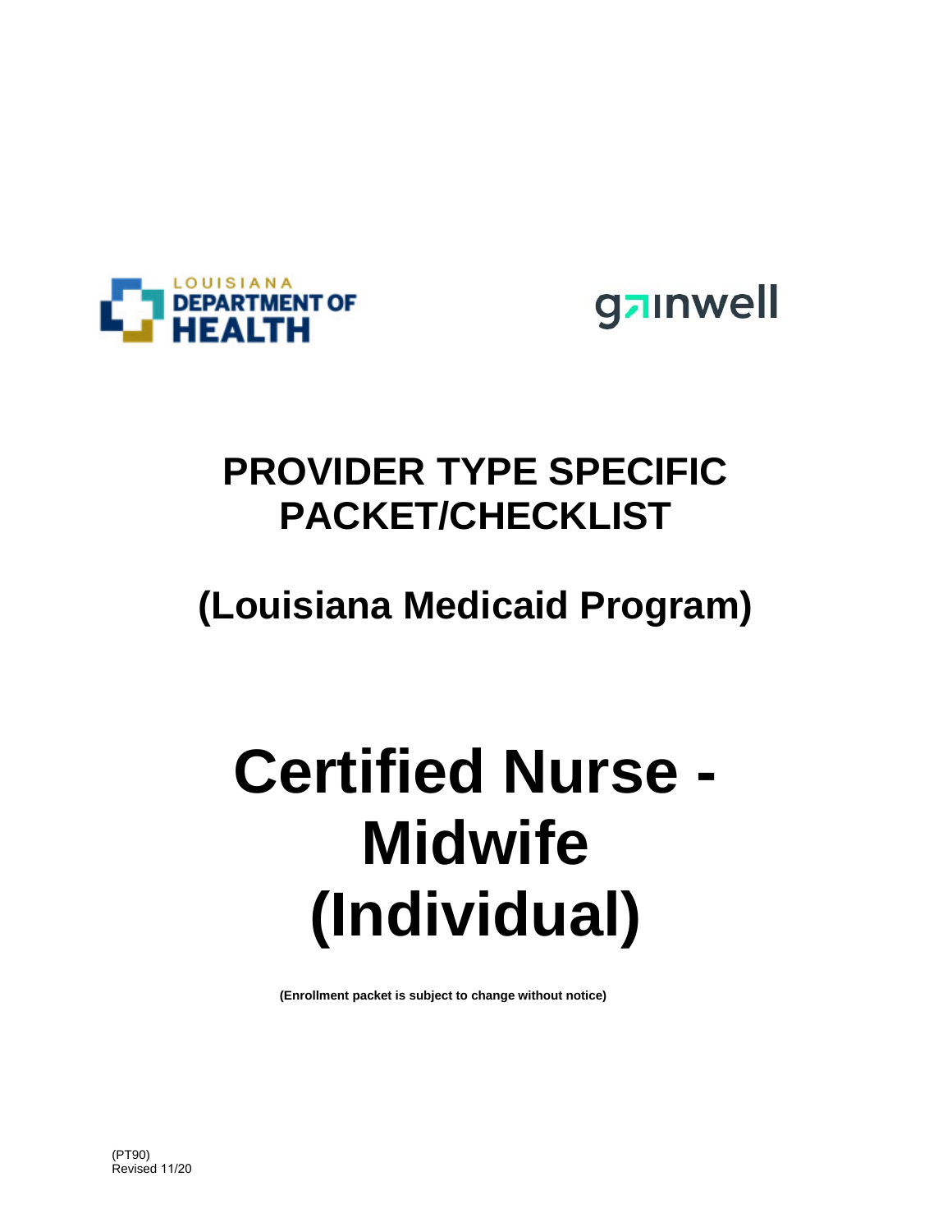LOUISIANA DEPARTMENT OF HEALTH

gainwell

# PROVIDER TYPE SPECIFIC PACKET/CHECKLIST

## (Louisiana Medicaid Program)

# Certified Nurse - Midwife (Individual)

**(Enrollment packet is subject to change without notice)**

(PT90)
Revised 11/20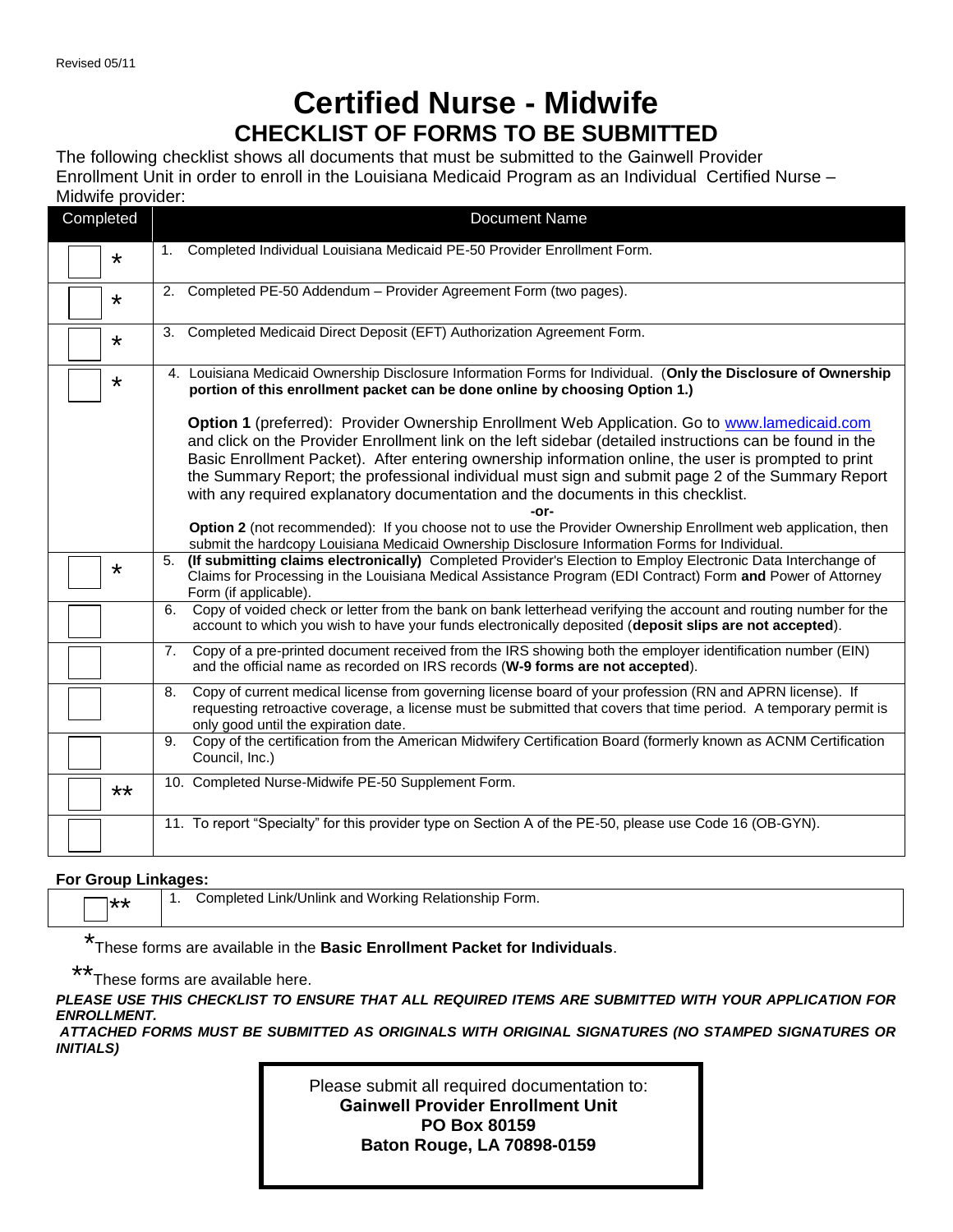Revised 05/11

# Certified Nurse - Midwife

## CHECKLIST OF FORMS TO BE SUBMITTED

The following checklist shows all documents that must be submitted to the Gainwell Provider Enrollment Unit in order to enroll in the Louisiana Medicaid Program as an Individual Certified Nurse – Midwife provider:

| Completed | Document Name |
|---|---|
| ☐ * | 1. Completed Individual Louisiana Medicaid PE-50 Provider Enrollment Form. |
| ☐ * | 2. Completed PE-50 Addendum – Provider Agreement Form (two pages). |
| ☐ * | 3. Completed Medicaid Direct Deposit (EFT) Authorization Agreement Form. |
| ☐ * | 4. Louisiana Medicaid Ownership Disclosure Information Forms for Individual. (**Only the Disclosure of Ownership portion of this enrollment packet can be done online by choosing Option 1.)**<br><br>**Option 1** (preferred): Provider Ownership Enrollment Web Application. Go to www.lamedicaid.com and click on the Provider Enrollment link on the left sidebar (detailed instructions can be found in the Basic Enrollment Packet). After entering ownership information online, the user is prompted to print the Summary Report; the professional individual must sign and submit page 2 of the Summary Report with any required explanatory documentation and the documents in this checklist.<br>**-or-**<br>**Option 2** (not recommended): If you choose not to use the Provider Ownership Enrollment web application, then submit the hardcopy Louisiana Medicaid Ownership Disclosure Information Forms for Individual. |
| ☐ * | 5. **(If submitting claims electronically)** Completed Provider's Election to Employ Electronic Data Interchange of Claims for Processing in the Louisiana Medical Assistance Program (EDI Contract) Form **and** Power of Attorney Form (if applicable). |
| ☐ | 6. Copy of voided check or letter from the bank on bank letterhead verifying the account and routing number for the account to which you wish to have your funds electronically deposited (**deposit slips are not accepted**). |
| ☐ | 7. Copy of a pre-printed document received from the IRS showing both the employer identification number (EIN) and the official name as recorded on IRS records (**W-9 forms are not accepted**). |
| ☐ | 8. Copy of current medical license from governing license board of your profession (RN and APRN license). If requesting retroactive coverage, a license must be submitted that covers that time period. A temporary permit is only good until the expiration date. |
| ☐ | 9. Copy of the certification from the American Midwifery Certification Board (formerly known as ACNM Certification Council, Inc.) |
| ☐ ** | 10. Completed Nurse-Midwife PE-50 Supplement Form. |
| ☐ | 11. To report "Specialty" for this provider type on Section A of the PE-50, please use Code 16 (OB-GYN). |

**For Group Linkages:**

| | |
|---|---|
| ☐ ** | 1. Completed Link/Unlink and Working Relationship Form. |

*These forms are available in the **Basic Enrollment Packet for Individuals**.

**These forms are available here.

***PLEASE USE THIS CHECKLIST TO ENSURE THAT ALL REQUIRED ITEMS ARE SUBMITTED WITH YOUR APPLICATION FOR ENROLLMENT.***

***ATTACHED FORMS MUST BE SUBMITTED AS ORIGINALS WITH ORIGINAL SIGNATURES (NO STAMPED SIGNATURES OR INITIALS)***

Please submit all required documentation to:
**Gainwell Provider Enrollment Unit**
**PO Box 80159**
**Baton Rouge, LA 70898-0159**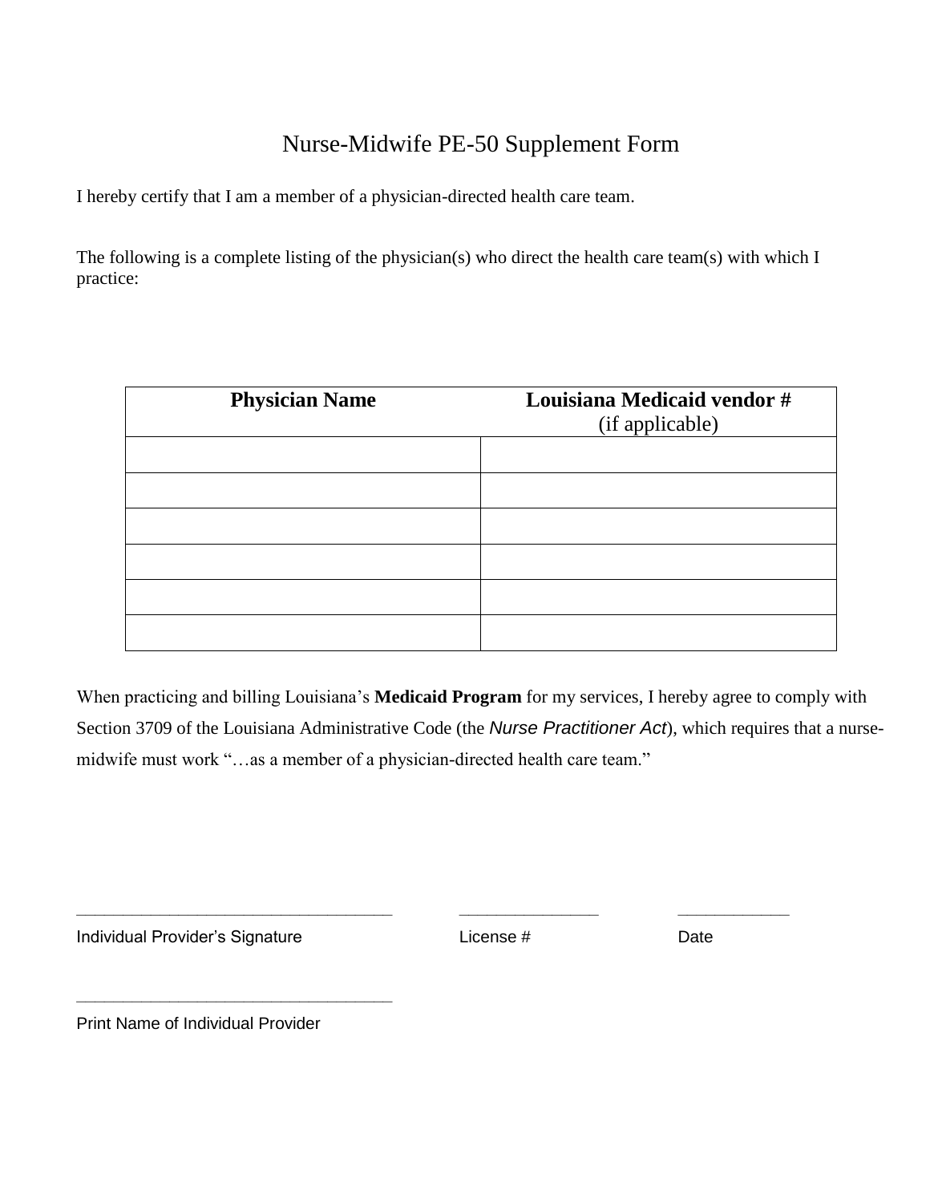# Nurse-Midwife PE-50 Supplement Form

I hereby certify that I am a member of a physician-directed health care team.

The following is a complete listing of the physician(s) who direct the health care team(s) with which I practice:

| **Physician Name** | **Louisiana Medicaid vendor #** (if applicable) |
|---|---|
| | |
| | |
| | |
| | |
| | |
| | |

When practicing and billing Louisiana's **Medicaid Program** for my services, I hereby agree to comply with Section 3709 of the Louisiana Administrative Code (the *Nurse Practitioner Act*), which requires that a nurse-midwife must work "…as a member of a physician-directed health care team."

\_\_\_\_\_\_\_\_\_\_\_\_\_\_\_\_\_\_\_\_\_\_\_\_\_\_\_\_\_\_\_\_\_\_\_ \_\_\_\_\_\_\_\_\_\_\_\_\_\_\_\_ \_\_\_\_\_\_\_\_\_\_\_\_\_

Individual Provider's Signature License # Date

\_\_\_\_\_\_\_\_\_\_\_\_\_\_\_\_\_\_\_\_\_\_\_\_\_\_\_\_\_\_\_\_\_\_\_

Print Name of Individual Provider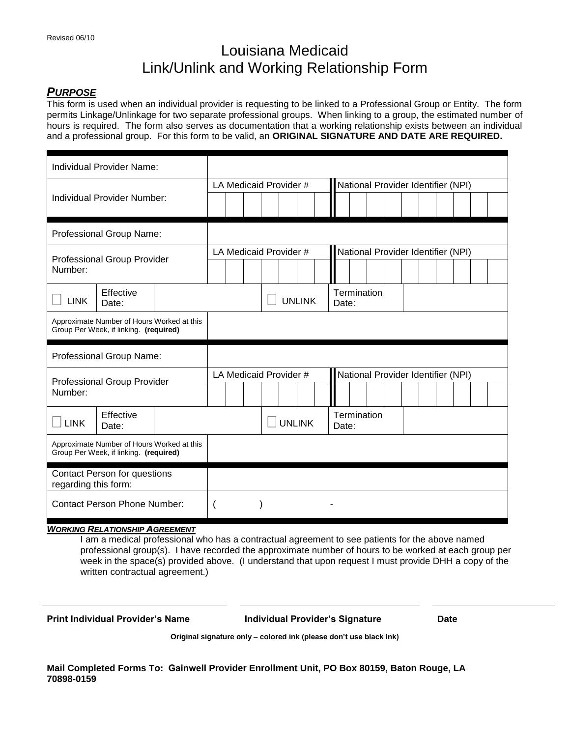Revised 06/10

# Louisiana Medicaid
# Link/Unlink and Working Relationship Form

## ***PURPOSE***

This form is used when an individual provider is requesting to be linked to a Professional Group or Entity. The form permits Linkage/Unlinkage for two separate professional groups. When linking to a group, the estimated number of hours is required. The form also serves as documentation that a working relationship exists between an individual and a professional group. For this form to be valid, an **ORIGINAL SIGNATURE AND DATE ARE REQUIRED.**

| | | | | |
|---|---|---|---|---|
| Individual Provider Name: | | | | |
| Individual Provider Number: | LA Medicaid Provider # | | National Provider Identifier (NPI) | |
| Professional Group Name: | | | | |
| Professional Group Provider Number: | LA Medicaid Provider # | | National Provider Identifier (NPI) | |
| ☐ LINK | Effective Date: | ☐ UNLINK | Termination Date: | |
| Approximate Number of Hours Worked at this Group Per Week, if linking. **(required)** | | | | |
| Professional Group Name: | | | | |
| Professional Group Provider Number: | LA Medicaid Provider # | | National Provider Identifier (NPI) | |
| ☐ LINK | Effective Date: | ☐ UNLINK | Termination Date: | |
| Approximate Number of Hours Worked at this Group Per Week, if linking. **(required)** | | | | |
| Contact Person for questions regarding this form: | | | | |
| Contact Person Phone Number: | ( ) - | | | |

***WORKING RELATIONSHIP AGREEMENT***

I am a medical professional who has a contractual agreement to see patients for the above named professional group(s). I have recorded the approximate number of hours to be worked at each group per week in the space(s) provided above. (I understand that upon request I must provide DHH a copy of the written contractual agreement.)

| | | |
|---|---|---|
| **Print Individual Provider's Name** | **Individual Provider's Signature** | **Date** |

**Original signature only – colored ink (please don't use black ink)**

**Mail Completed Forms To: Gainwell Provider Enrollment Unit, PO Box 80159, Baton Rouge, LA 70898-0159**